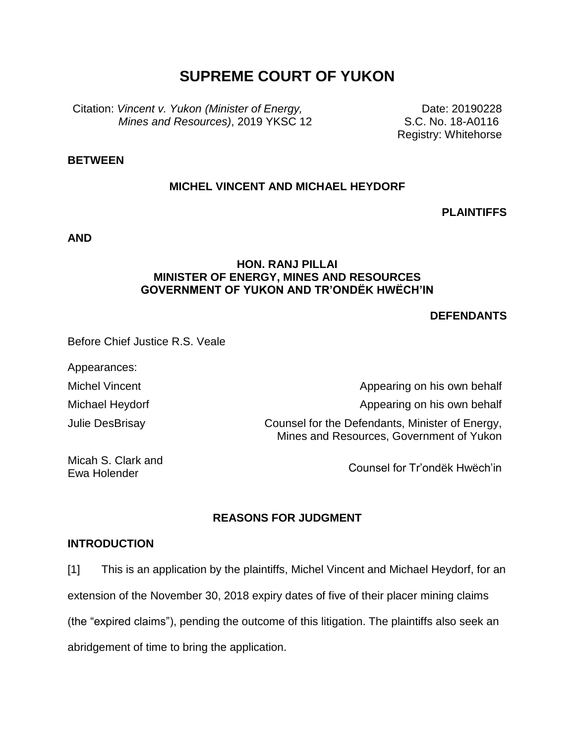# SUPREME COURT OF YUKON

Citation: *Vincent v. Yukon (Minister of Energy, Mines and Resources)*, 2019 YKSC 12

Date: 20190228
S.C. No. 18-A0116
Registry: Whitehorse

**BETWEEN**

**MICHEL VINCENT AND MICHAEL HEYDORF**

**PLAINTIFFS**

**AND**

**HON. RANJ PILLAI**
**MINISTER OF ENERGY, MINES AND RESOURCES**
**GOVERNMENT OF YUKON AND TR'ONDËK HWËCH'IN**

**DEFENDANTS**

Before Chief Justice R.S. Veale

Appearances:

| | |
|---|---|
| Michel Vincent | Appearing on his own behalf |
| Michael Heydorf | Appearing on his own behalf |
| Julie DesBrisay | Counsel for the Defendants, Minister of Energy, Mines and Resources, Government of Yukon |
| Micah S. Clark and Ewa Holender | Counsel for Tr'ondëk Hwëch'in |

**REASONS FOR JUDGMENT**

**INTRODUCTION**

[1] This is an application by the plaintiffs, Michel Vincent and Michael Heydorf, for an extension of the November 30, 2018 expiry dates of five of their placer mining claims (the "expired claims"), pending the outcome of this litigation. The plaintiffs also seek an abridgement of time to bring the application.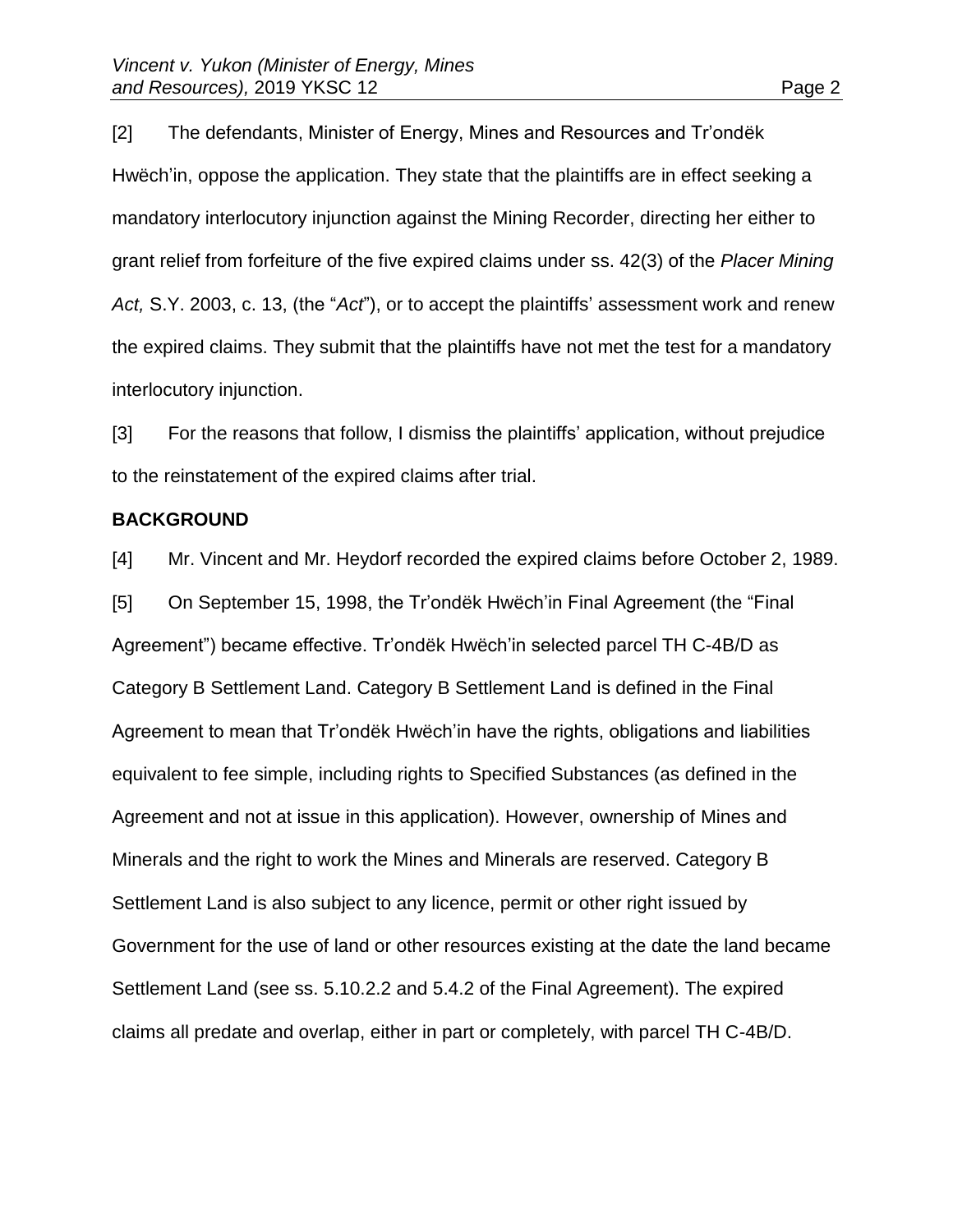[2] The defendants, Minister of Energy, Mines and Resources and Tr'ondëk Hwëch'in, oppose the application. They state that the plaintiffs are in effect seeking a mandatory interlocutory injunction against the Mining Recorder, directing her either to grant relief from forfeiture of the five expired claims under ss. 42(3) of the *Placer Mining Act,* S.Y. 2003, c. 13, (the "*Act*"), or to accept the plaintiffs' assessment work and renew the expired claims. They submit that the plaintiffs have not met the test for a mandatory interlocutory injunction.

[3] For the reasons that follow, I dismiss the plaintiffs' application, without prejudice to the reinstatement of the expired claims after trial.

**BACKGROUND**

[4] Mr. Vincent and Mr. Heydorf recorded the expired claims before October 2, 1989.

[5] On September 15, 1998, the Tr'ondëk Hwëch'in Final Agreement (the "Final Agreement") became effective. Tr'ondëk Hwëch'in selected parcel TH C-4B/D as Category B Settlement Land. Category B Settlement Land is defined in the Final Agreement to mean that Tr'ondëk Hwëch'in have the rights, obligations and liabilities equivalent to fee simple, including rights to Specified Substances (as defined in the Agreement and not at issue in this application). However, ownership of Mines and Minerals and the right to work the Mines and Minerals are reserved. Category B Settlement Land is also subject to any licence, permit or other right issued by Government for the use of land or other resources existing at the date the land became Settlement Land (see ss. 5.10.2.2 and 5.4.2 of the Final Agreement). The expired claims all predate and overlap, either in part or completely, with parcel TH C-4B/D.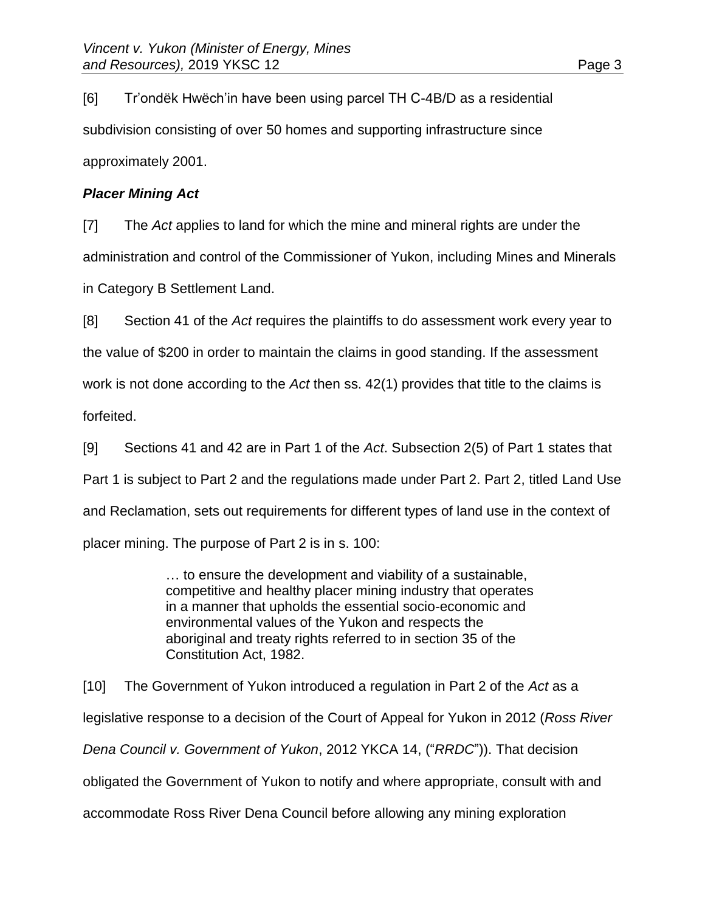[6] Tr'ondëk Hwëch'in have been using parcel TH C-4B/D as a residential subdivision consisting of over 50 homes and supporting infrastructure since approximately 2001.

### ***Placer Mining Act***

[7] The *Act* applies to land for which the mine and mineral rights are under the administration and control of the Commissioner of Yukon, including Mines and Minerals in Category B Settlement Land.

[8] Section 41 of the *Act* requires the plaintiffs to do assessment work every year to the value of $200 in order to maintain the claims in good standing. If the assessment work is not done according to the *Act* then ss. 42(1) provides that title to the claims is forfeited.

[9] Sections 41 and 42 are in Part 1 of the *Act*. Subsection 2(5) of Part 1 states that Part 1 is subject to Part 2 and the regulations made under Part 2. Part 2, titled Land Use and Reclamation, sets out requirements for different types of land use in the context of placer mining. The purpose of Part 2 is in s. 100:

> … to ensure the development and viability of a sustainable, competitive and healthy placer mining industry that operates in a manner that upholds the essential socio-economic and environmental values of the Yukon and respects the aboriginal and treaty rights referred to in section 35 of the Constitution Act, 1982.

[10] The Government of Yukon introduced a regulation in Part 2 of the *Act* as a legislative response to a decision of the Court of Appeal for Yukon in 2012 (*Ross River Dena Council v. Government of Yukon*, 2012 YKCA 14, ("*RRDC*")). That decision obligated the Government of Yukon to notify and where appropriate, consult with and accommodate Ross River Dena Council before allowing any mining exploration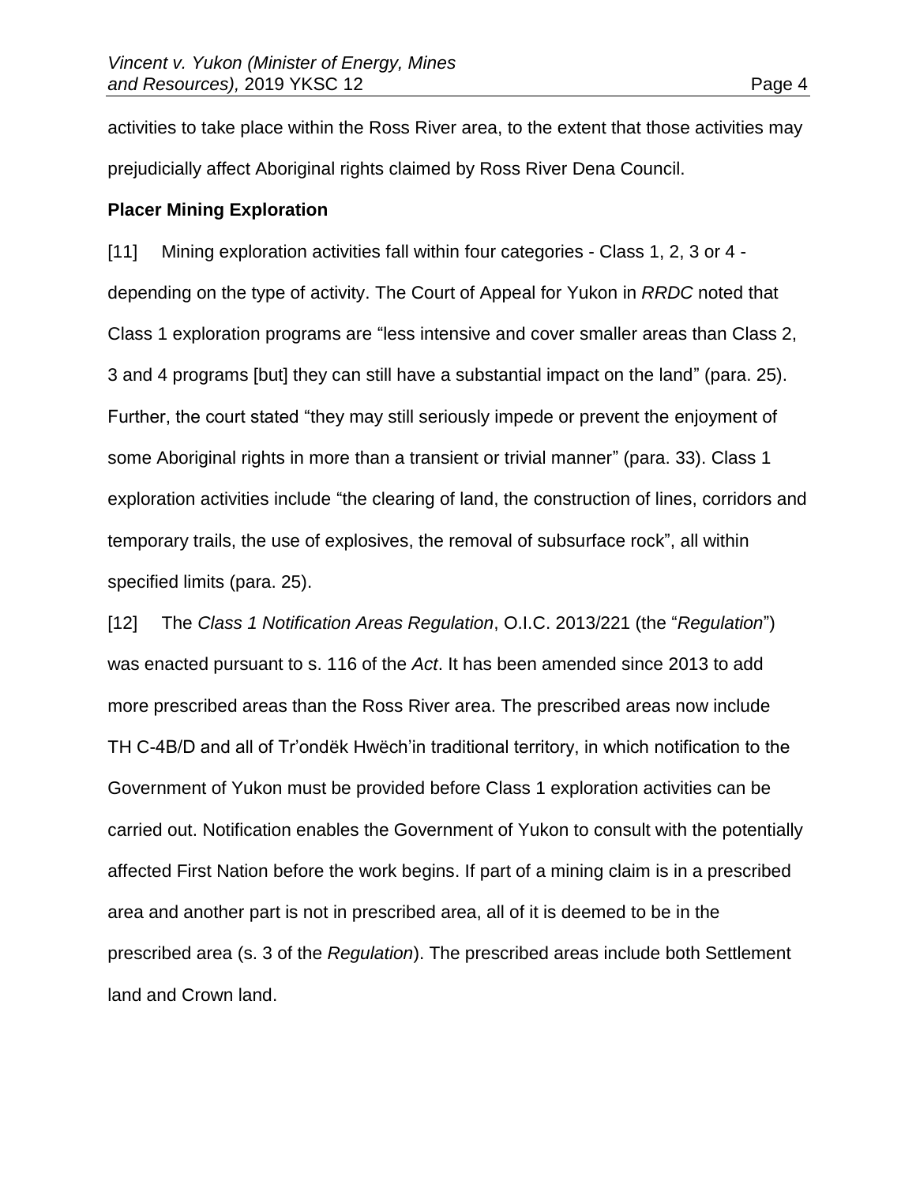activities to take place within the Ross River area, to the extent that those activities may prejudicially affect Aboriginal rights claimed by Ross River Dena Council.

**Placer Mining Exploration**

[11] Mining exploration activities fall within four categories - Class 1, 2, 3 or 4 - depending on the type of activity. The Court of Appeal for Yukon in *RRDC* noted that Class 1 exploration programs are "less intensive and cover smaller areas than Class 2, 3 and 4 programs [but] they can still have a substantial impact on the land" (para. 25). Further, the court stated "they may still seriously impede or prevent the enjoyment of some Aboriginal rights in more than a transient or trivial manner" (para. 33). Class 1 exploration activities include "the clearing of land, the construction of lines, corridors and temporary trails, the use of explosives, the removal of subsurface rock", all within specified limits (para. 25).

[12] The *Class 1 Notification Areas Regulation*, O.I.C. 2013/221 (the "*Regulation*") was enacted pursuant to s. 116 of the *Act*. It has been amended since 2013 to add more prescribed areas than the Ross River area. The prescribed areas now include TH C-4B/D and all of Tr'ondëk Hwëch'in traditional territory, in which notification to the Government of Yukon must be provided before Class 1 exploration activities can be carried out. Notification enables the Government of Yukon to consult with the potentially affected First Nation before the work begins. If part of a mining claim is in a prescribed area and another part is not in prescribed area, all of it is deemed to be in the prescribed area (s. 3 of the *Regulation*). The prescribed areas include both Settlement land and Crown land.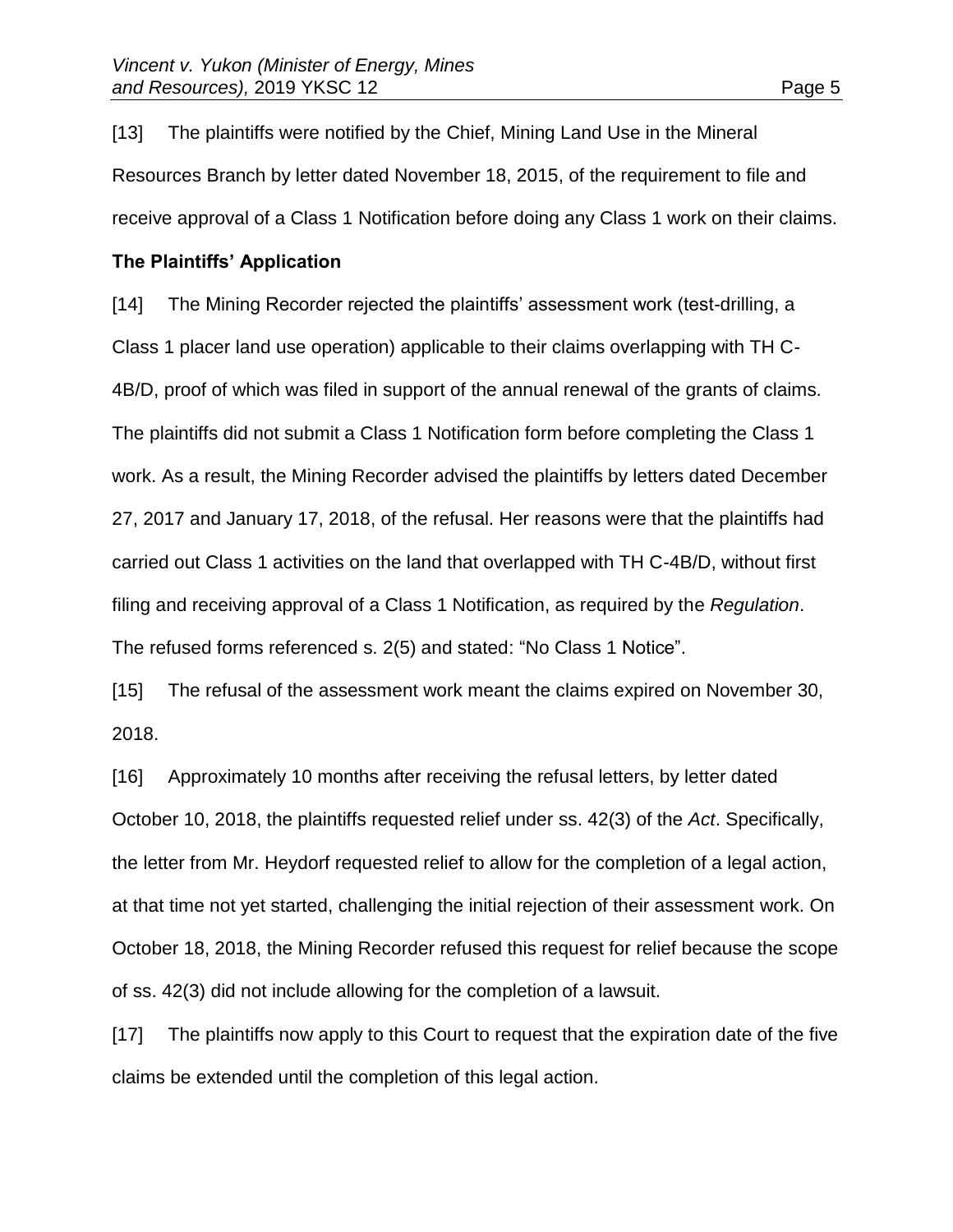[13] The plaintiffs were notified by the Chief, Mining Land Use in the Mineral Resources Branch by letter dated November 18, 2015, of the requirement to file and receive approval of a Class 1 Notification before doing any Class 1 work on their claims.

### The Plaintiffs' Application

[14] The Mining Recorder rejected the plaintiffs' assessment work (test-drilling, a Class 1 placer land use operation) applicable to their claims overlapping with TH C-4B/D, proof of which was filed in support of the annual renewal of the grants of claims. The plaintiffs did not submit a Class 1 Notification form before completing the Class 1 work. As a result, the Mining Recorder advised the plaintiffs by letters dated December 27, 2017 and January 17, 2018, of the refusal. Her reasons were that the plaintiffs had carried out Class 1 activities on the land that overlapped with TH C-4B/D, without first filing and receiving approval of a Class 1 Notification, as required by the *Regulation*. The refused forms referenced s. 2(5) and stated: "No Class 1 Notice".

[15] The refusal of the assessment work meant the claims expired on November 30, 2018.

[16] Approximately 10 months after receiving the refusal letters, by letter dated October 10, 2018, the plaintiffs requested relief under ss. 42(3) of the *Act*. Specifically, the letter from Mr. Heydorf requested relief to allow for the completion of a legal action, at that time not yet started, challenging the initial rejection of their assessment work. On October 18, 2018, the Mining Recorder refused this request for relief because the scope of ss. 42(3) did not include allowing for the completion of a lawsuit.

[17] The plaintiffs now apply to this Court to request that the expiration date of the five claims be extended until the completion of this legal action.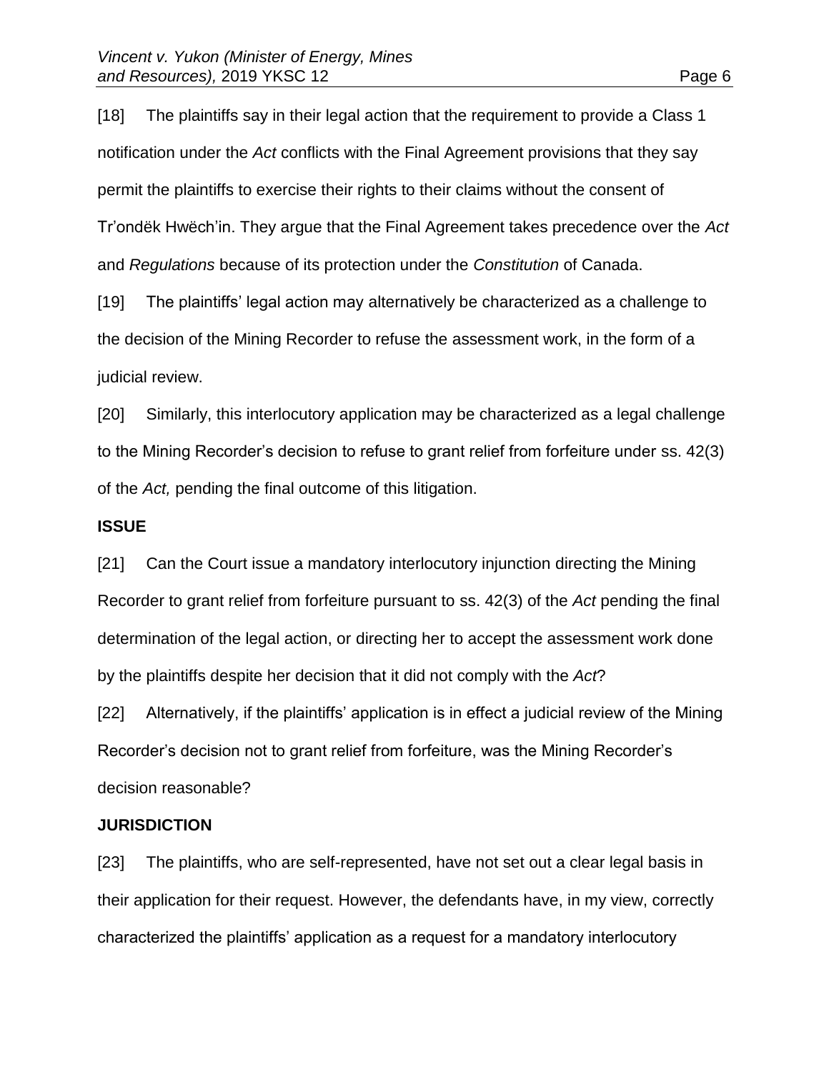[18] The plaintiffs say in their legal action that the requirement to provide a Class 1 notification under the *Act* conflicts with the Final Agreement provisions that they say permit the plaintiffs to exercise their rights to their claims without the consent of Tr'ondëk Hwëch'in. They argue that the Final Agreement takes precedence over the *Act* and *Regulations* because of its protection under the *Constitution* of Canada.

[19] The plaintiffs' legal action may alternatively be characterized as a challenge to the decision of the Mining Recorder to refuse the assessment work, in the form of a judicial review.

[20] Similarly, this interlocutory application may be characterized as a legal challenge to the Mining Recorder's decision to refuse to grant relief from forfeiture under ss. 42(3) of the *Act,* pending the final outcome of this litigation.

**ISSUE**

[21] Can the Court issue a mandatory interlocutory injunction directing the Mining Recorder to grant relief from forfeiture pursuant to ss. 42(3) of the *Act* pending the final determination of the legal action, or directing her to accept the assessment work done by the plaintiffs despite her decision that it did not comply with the *Act*?

[22] Alternatively, if the plaintiffs' application is in effect a judicial review of the Mining Recorder's decision not to grant relief from forfeiture, was the Mining Recorder's decision reasonable?

**JURISDICTION**

[23] The plaintiffs, who are self-represented, have not set out a clear legal basis in their application for their request. However, the defendants have, in my view, correctly characterized the plaintiffs' application as a request for a mandatory interlocutory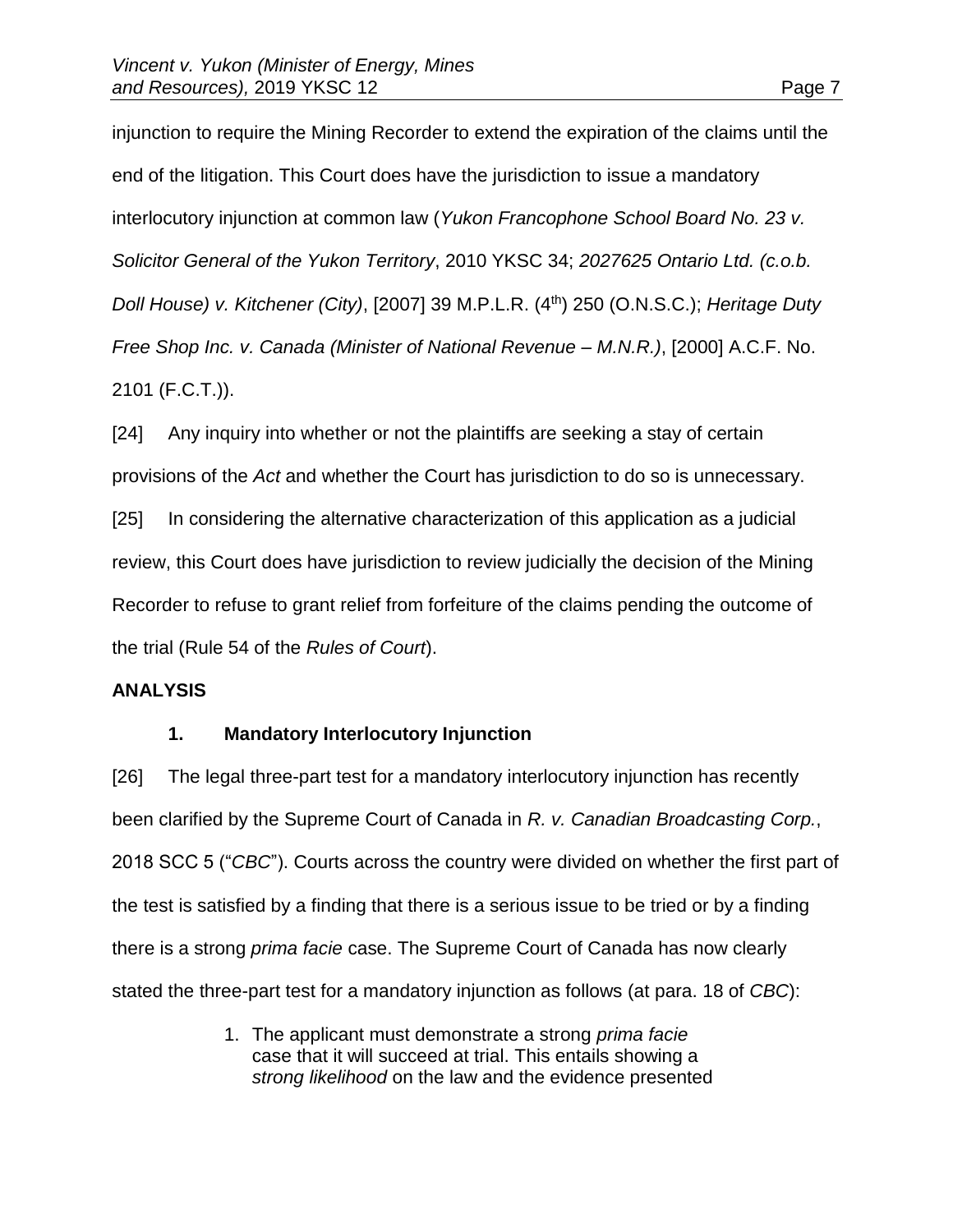injunction to require the Mining Recorder to extend the expiration of the claims until the end of the litigation. This Court does have the jurisdiction to issue a mandatory interlocutory injunction at common law (*Yukon Francophone School Board No. 23 v. Solicitor General of the Yukon Territory*, 2010 YKSC 34; *2027625 Ontario Ltd. (c.o.b. Doll House) v. Kitchener (City)*, [2007] 39 M.P.L.R. (4th) 250 (O.N.S.C.); *Heritage Duty Free Shop Inc. v. Canada (Minister of National Revenue – M.N.R.)*, [2000] A.C.F. No. 2101 (F.C.T.)).

[24] Any inquiry into whether or not the plaintiffs are seeking a stay of certain provisions of the *Act* and whether the Court has jurisdiction to do so is unnecessary.

[25] In considering the alternative characterization of this application as a judicial review, this Court does have jurisdiction to review judicially the decision of the Mining Recorder to refuse to grant relief from forfeiture of the claims pending the outcome of the trial (Rule 54 of the *Rules of Court*).

## ANALYSIS

### 1. Mandatory Interlocutory Injunction

[26] The legal three-part test for a mandatory interlocutory injunction has recently been clarified by the Supreme Court of Canada in *R. v. Canadian Broadcasting Corp.*, 2018 SCC 5 ("*CBC*"). Courts across the country were divided on whether the first part of the test is satisfied by a finding that there is a serious issue to be tried or by a finding there is a strong *prima facie* case. The Supreme Court of Canada has now clearly stated the three-part test for a mandatory injunction as follows (at para. 18 of *CBC*):

> 1. The applicant must demonstrate a strong *prima facie* case that it will succeed at trial. This entails showing a *strong likelihood* on the law and the evidence presented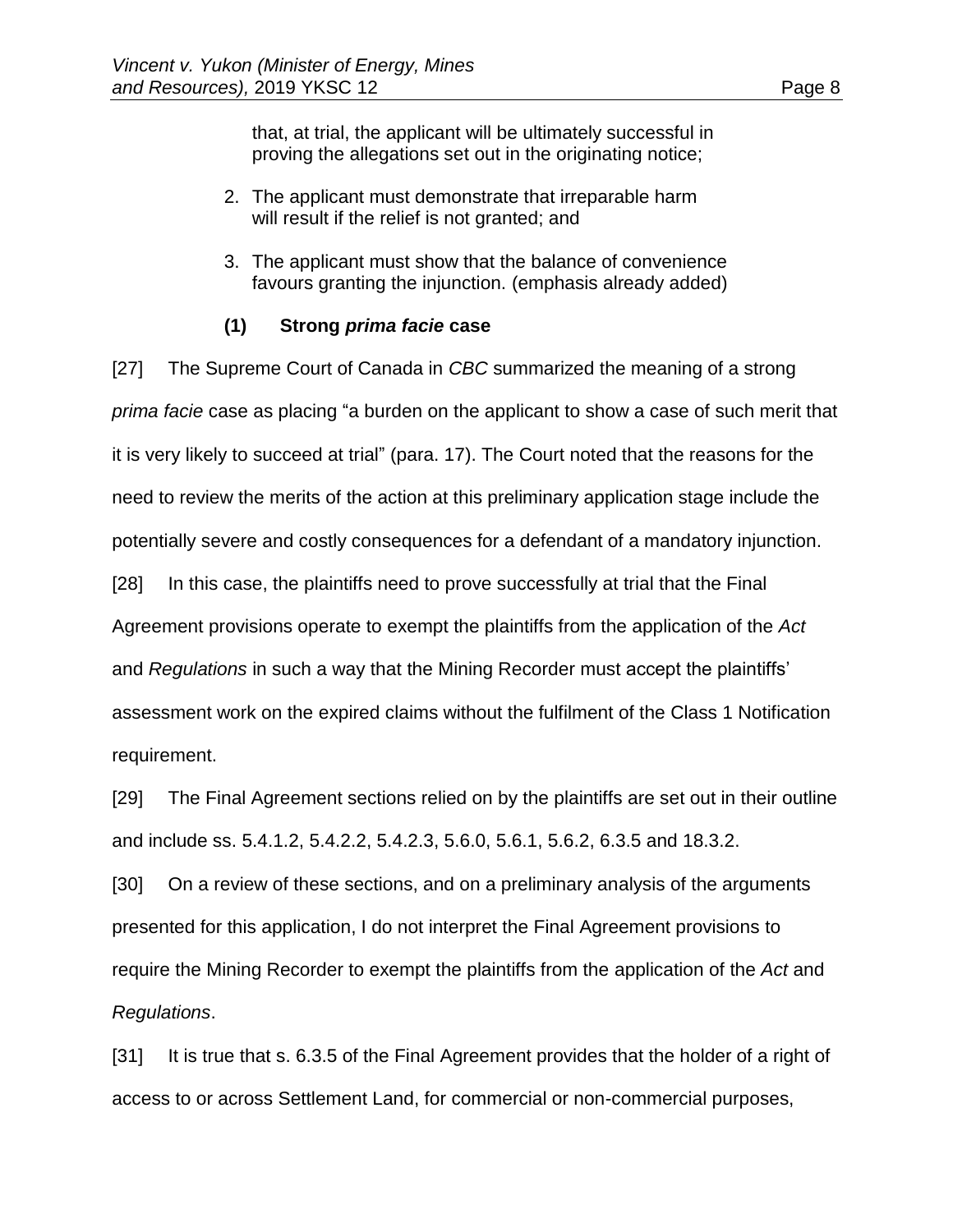that, at trial, the applicant will be ultimately successful in proving the allegations set out in the originating notice;

2. The applicant must demonstrate that irreparable harm will result if the relief is not granted; and

3. The applicant must show that the balance of convenience favours granting the injunction. (emphasis already added)

### (1) Strong *prima facie* case

[27] The Supreme Court of Canada in *CBC* summarized the meaning of a strong *prima facie* case as placing "a burden on the applicant to show a case of such merit that it is very likely to succeed at trial" (para. 17). The Court noted that the reasons for the need to review the merits of the action at this preliminary application stage include the potentially severe and costly consequences for a defendant of a mandatory injunction.

[28] In this case, the plaintiffs need to prove successfully at trial that the Final Agreement provisions operate to exempt the plaintiffs from the application of the *Act* and *Regulations* in such a way that the Mining Recorder must accept the plaintiffs' assessment work on the expired claims without the fulfilment of the Class 1 Notification requirement.

[29] The Final Agreement sections relied on by the plaintiffs are set out in their outline and include ss. 5.4.1.2, 5.4.2.2, 5.4.2.3, 5.6.0, 5.6.1, 5.6.2, 6.3.5 and 18.3.2.

[30] On a review of these sections, and on a preliminary analysis of the arguments presented for this application, I do not interpret the Final Agreement provisions to require the Mining Recorder to exempt the plaintiffs from the application of the *Act* and *Regulations*.

[31] It is true that s. 6.3.5 of the Final Agreement provides that the holder of a right of access to or across Settlement Land, for commercial or non-commercial purposes,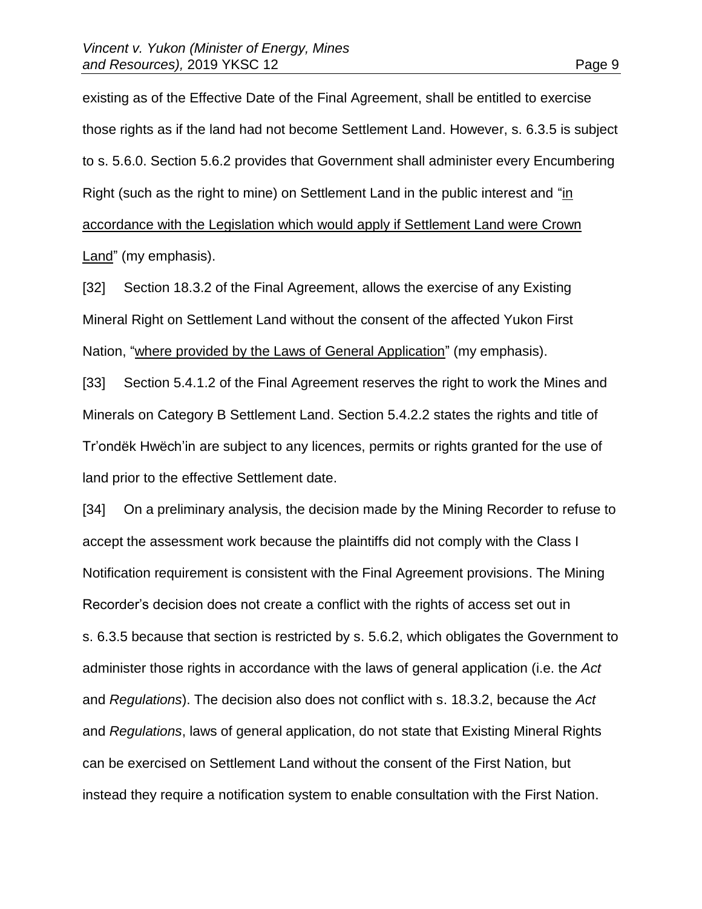existing as of the Effective Date of the Final Agreement, shall be entitled to exercise those rights as if the land had not become Settlement Land. However, s. 6.3.5 is subject to s. 5.6.0. Section 5.6.2 provides that Government shall administer every Encumbering Right (such as the right to mine) on Settlement Land in the public interest and "<u>in accordance with the Legislation which would apply if Settlement Land were Crown Land</u>" (my emphasis).

[32] Section 18.3.2 of the Final Agreement, allows the exercise of any Existing Mineral Right on Settlement Land without the consent of the affected Yukon First Nation, "<u>where provided by the Laws of General Application</u>" (my emphasis).

[33] Section 5.4.1.2 of the Final Agreement reserves the right to work the Mines and Minerals on Category B Settlement Land. Section 5.4.2.2 states the rights and title of Tr'ondëk Hwëch'in are subject to any licences, permits or rights granted for the use of land prior to the effective Settlement date.

[34] On a preliminary analysis, the decision made by the Mining Recorder to refuse to accept the assessment work because the plaintiffs did not comply with the Class I Notification requirement is consistent with the Final Agreement provisions. The Mining Recorder's decision does not create a conflict with the rights of access set out in s. 6.3.5 because that section is restricted by s. 5.6.2, which obligates the Government to administer those rights in accordance with the laws of general application (i.e. the *Act* and *Regulations*). The decision also does not conflict with s. 18.3.2, because the *Act* and *Regulations*, laws of general application, do not state that Existing Mineral Rights can be exercised on Settlement Land without the consent of the First Nation, but instead they require a notification system to enable consultation with the First Nation.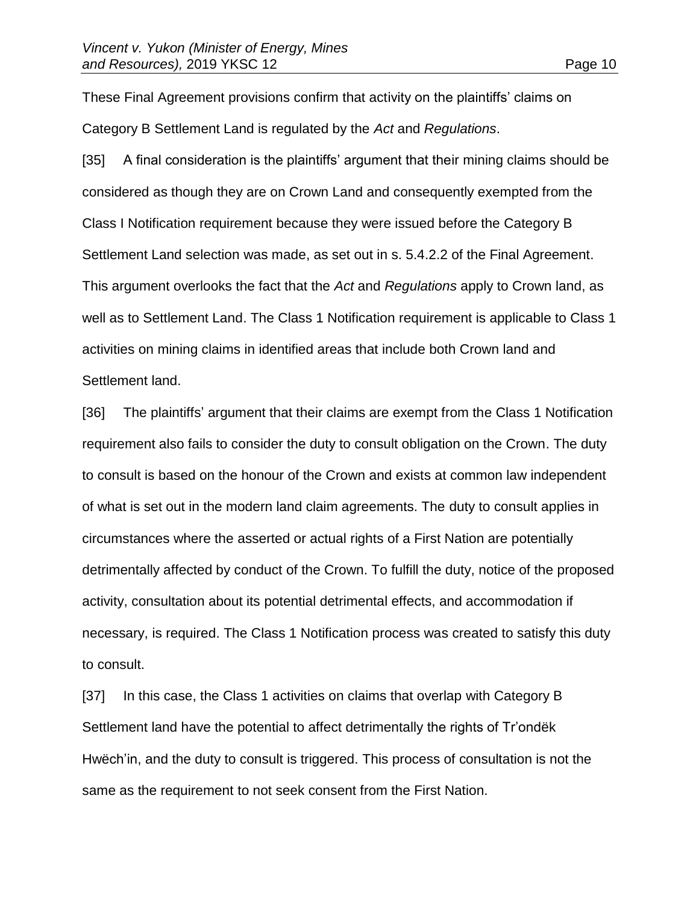These Final Agreement provisions confirm that activity on the plaintiffs' claims on Category B Settlement Land is regulated by the *Act* and *Regulations*.

[35] A final consideration is the plaintiffs' argument that their mining claims should be considered as though they are on Crown Land and consequently exempted from the Class I Notification requirement because they were issued before the Category B Settlement Land selection was made, as set out in s. 5.4.2.2 of the Final Agreement. This argument overlooks the fact that the *Act* and *Regulations* apply to Crown land, as well as to Settlement Land. The Class 1 Notification requirement is applicable to Class 1 activities on mining claims in identified areas that include both Crown land and Settlement land.

[36] The plaintiffs' argument that their claims are exempt from the Class 1 Notification requirement also fails to consider the duty to consult obligation on the Crown. The duty to consult is based on the honour of the Crown and exists at common law independent of what is set out in the modern land claim agreements. The duty to consult applies in circumstances where the asserted or actual rights of a First Nation are potentially detrimentally affected by conduct of the Crown. To fulfill the duty, notice of the proposed activity, consultation about its potential detrimental effects, and accommodation if necessary, is required. The Class 1 Notification process was created to satisfy this duty to consult.

[37] In this case, the Class 1 activities on claims that overlap with Category B Settlement land have the potential to affect detrimentally the rights of Tr'ondëk Hwëch'in, and the duty to consult is triggered. This process of consultation is not the same as the requirement to not seek consent from the First Nation.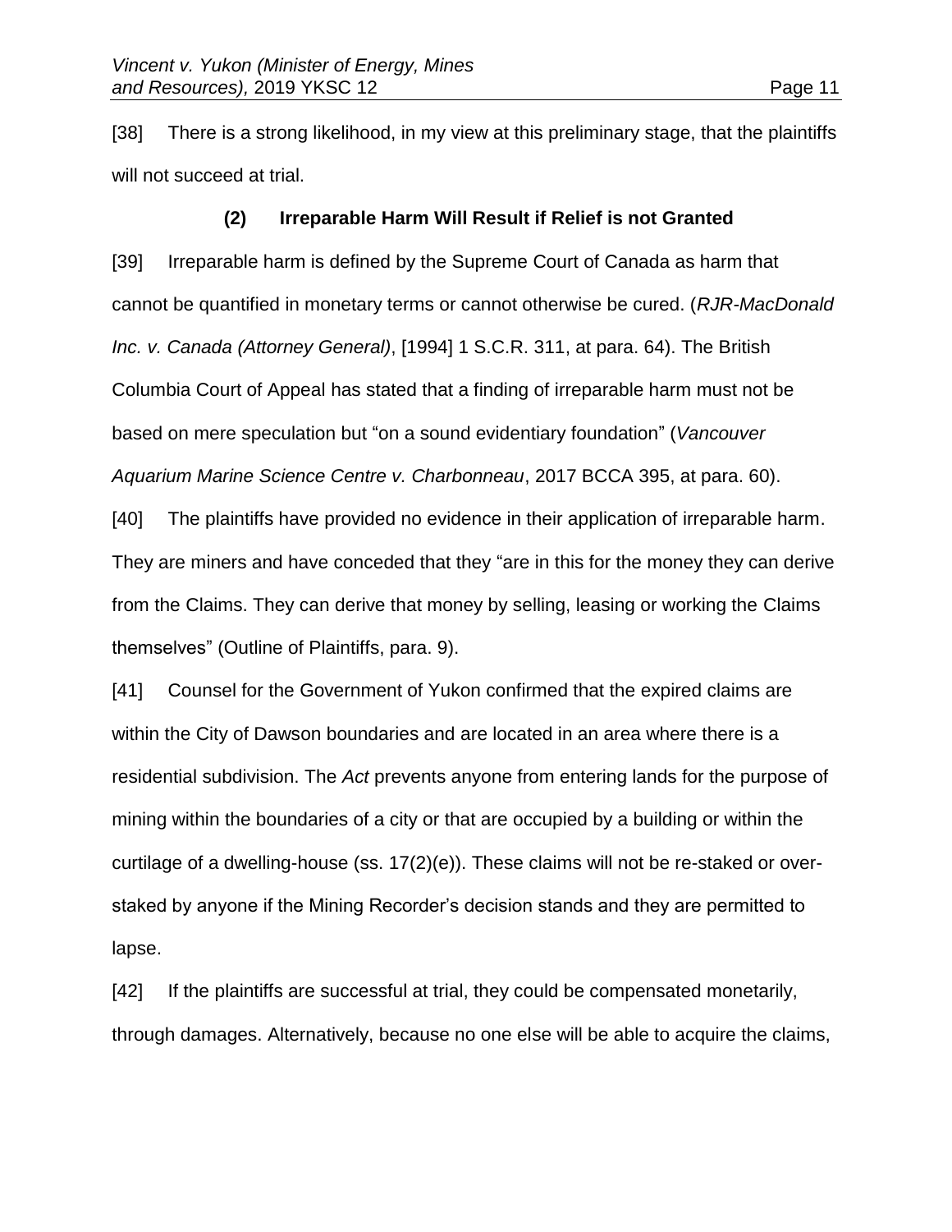[38] There is a strong likelihood, in my view at this preliminary stage, that the plaintiffs will not succeed at trial.

### (2) Irreparable Harm Will Result if Relief is not Granted

[39] Irreparable harm is defined by the Supreme Court of Canada as harm that cannot be quantified in monetary terms or cannot otherwise be cured. (*RJR-MacDonald Inc. v. Canada (Attorney General)*, [1994] 1 S.C.R. 311, at para. 64). The British Columbia Court of Appeal has stated that a finding of irreparable harm must not be based on mere speculation but "on a sound evidentiary foundation" (*Vancouver Aquarium Marine Science Centre v. Charbonneau*, 2017 BCCA 395, at para. 60).

[40] The plaintiffs have provided no evidence in their application of irreparable harm. They are miners and have conceded that they "are in this for the money they can derive from the Claims. They can derive that money by selling, leasing or working the Claims themselves" (Outline of Plaintiffs, para. 9).

[41] Counsel for the Government of Yukon confirmed that the expired claims are within the City of Dawson boundaries and are located in an area where there is a residential subdivision. The *Act* prevents anyone from entering lands for the purpose of mining within the boundaries of a city or that are occupied by a building or within the curtilage of a dwelling-house (ss. 17(2)(e)). These claims will not be re-staked or over-staked by anyone if the Mining Recorder's decision stands and they are permitted to lapse.

[42] If the plaintiffs are successful at trial, they could be compensated monetarily, through damages. Alternatively, because no one else will be able to acquire the claims,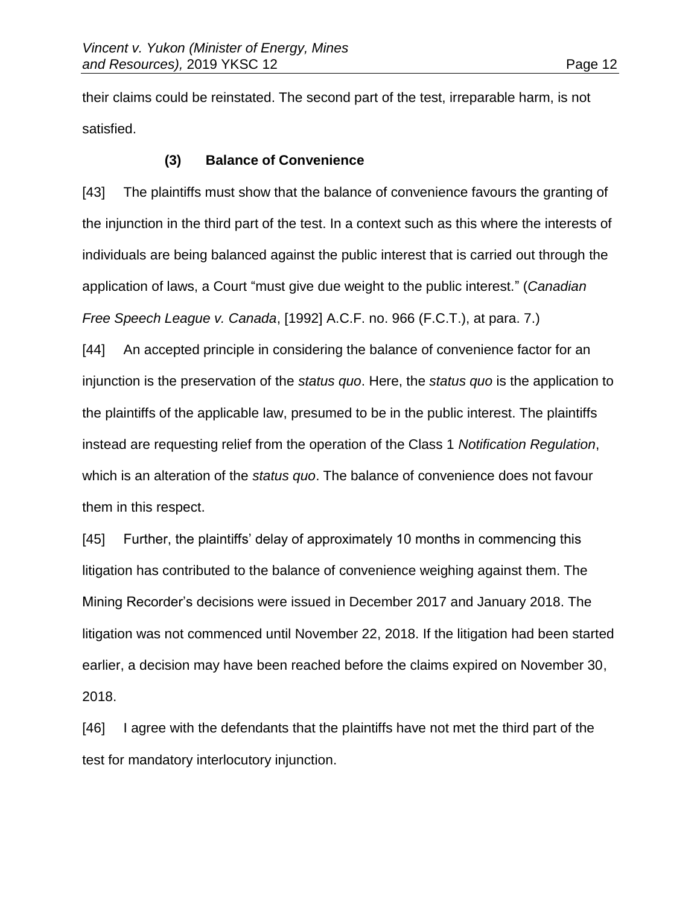their claims could be reinstated. The second part of the test, irreparable harm, is not satisfied.

### (3) Balance of Convenience

[43] The plaintiffs must show that the balance of convenience favours the granting of the injunction in the third part of the test. In a context such as this where the interests of individuals are being balanced against the public interest that is carried out through the application of laws, a Court "must give due weight to the public interest." (*Canadian Free Speech League v. Canada*, [1992] A.C.F. no. 966 (F.C.T.), at para. 7.)

[44] An accepted principle in considering the balance of convenience factor for an injunction is the preservation of the *status quo*. Here, the *status quo* is the application to the plaintiffs of the applicable law, presumed to be in the public interest. The plaintiffs instead are requesting relief from the operation of the Class 1 *Notification Regulation*, which is an alteration of the *status quo*. The balance of convenience does not favour them in this respect.

[45] Further, the plaintiffs' delay of approximately 10 months in commencing this litigation has contributed to the balance of convenience weighing against them. The Mining Recorder's decisions were issued in December 2017 and January 2018. The litigation was not commenced until November 22, 2018. If the litigation had been started earlier, a decision may have been reached before the claims expired on November 30, 2018.

[46] I agree with the defendants that the plaintiffs have not met the third part of the test for mandatory interlocutory injunction.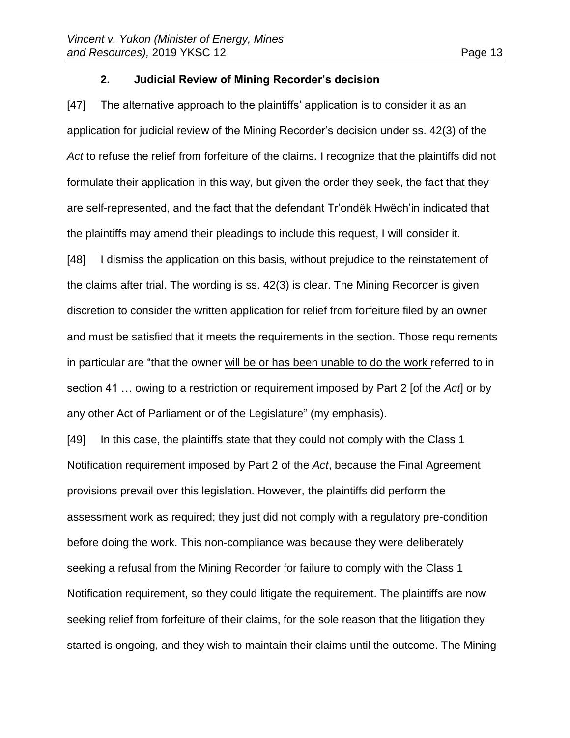### 2. Judicial Review of Mining Recorder's decision

[47] The alternative approach to the plaintiffs' application is to consider it as an application for judicial review of the Mining Recorder's decision under ss. 42(3) of the *Act* to refuse the relief from forfeiture of the claims. I recognize that the plaintiffs did not formulate their application in this way, but given the order they seek, the fact that they are self-represented, and the fact that the defendant Tr'ondëk Hwëch'in indicated that the plaintiffs may amend their pleadings to include this request, I will consider it.

[48] I dismiss the application on this basis, without prejudice to the reinstatement of the claims after trial. The wording is ss. 42(3) is clear. The Mining Recorder is given discretion to consider the written application for relief from forfeiture filed by an owner and must be satisfied that it meets the requirements in the section. Those requirements in particular are "that the owner <u>will be or has been unable to do the work</u> referred to in section 41 … owing to a restriction or requirement imposed by Part 2 [of the *Act*] or by any other Act of Parliament or of the Legislature" (my emphasis).

[49] In this case, the plaintiffs state that they could not comply with the Class 1 Notification requirement imposed by Part 2 of the *Act*, because the Final Agreement provisions prevail over this legislation. However, the plaintiffs did perform the assessment work as required; they just did not comply with a regulatory pre-condition before doing the work. This non-compliance was because they were deliberately seeking a refusal from the Mining Recorder for failure to comply with the Class 1 Notification requirement, so they could litigate the requirement. The plaintiffs are now seeking relief from forfeiture of their claims, for the sole reason that the litigation they started is ongoing, and they wish to maintain their claims until the outcome. The Mining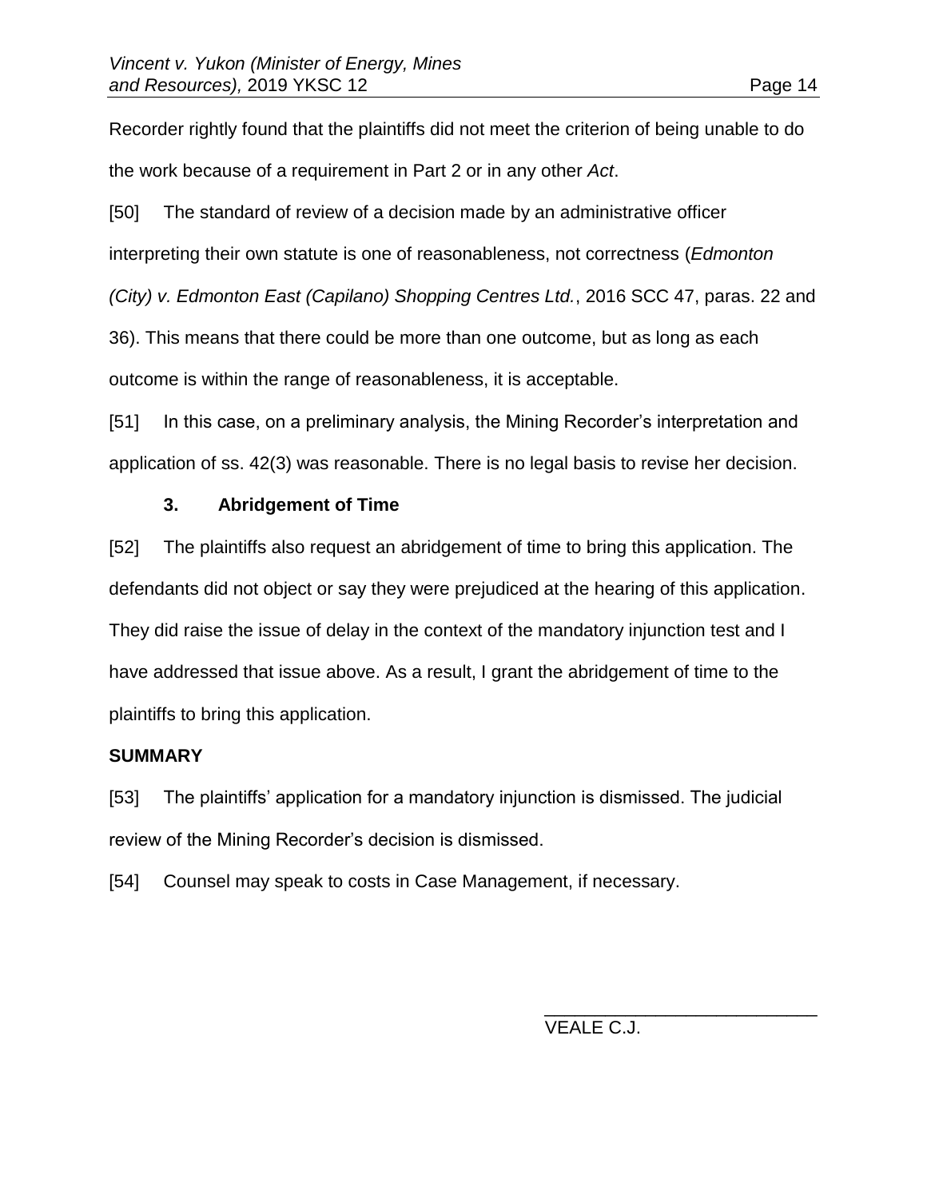Recorder rightly found that the plaintiffs did not meet the criterion of being unable to do the work because of a requirement in Part 2 or in any other *Act*.

[50] The standard of review of a decision made by an administrative officer interpreting their own statute is one of reasonableness, not correctness (*Edmonton (City) v. Edmonton East (Capilano) Shopping Centres Ltd.*, 2016 SCC 47, paras. 22 and 36). This means that there could be more than one outcome, but as long as each outcome is within the range of reasonableness, it is acceptable.

[51] In this case, on a preliminary analysis, the Mining Recorder's interpretation and application of ss. 42(3) was reasonable. There is no legal basis to revise her decision.

### 3. Abridgement of Time

[52] The plaintiffs also request an abridgement of time to bring this application. The defendants did not object or say they were prejudiced at the hearing of this application. They did raise the issue of delay in the context of the mandatory injunction test and I have addressed that issue above. As a result, I grant the abridgement of time to the plaintiffs to bring this application.

## SUMMARY

[53] The plaintiffs' application for a mandatory injunction is dismissed. The judicial review of the Mining Recorder's decision is dismissed.

[54] Counsel may speak to costs in Case Management, if necessary.

___________________________

VEALE C.J.